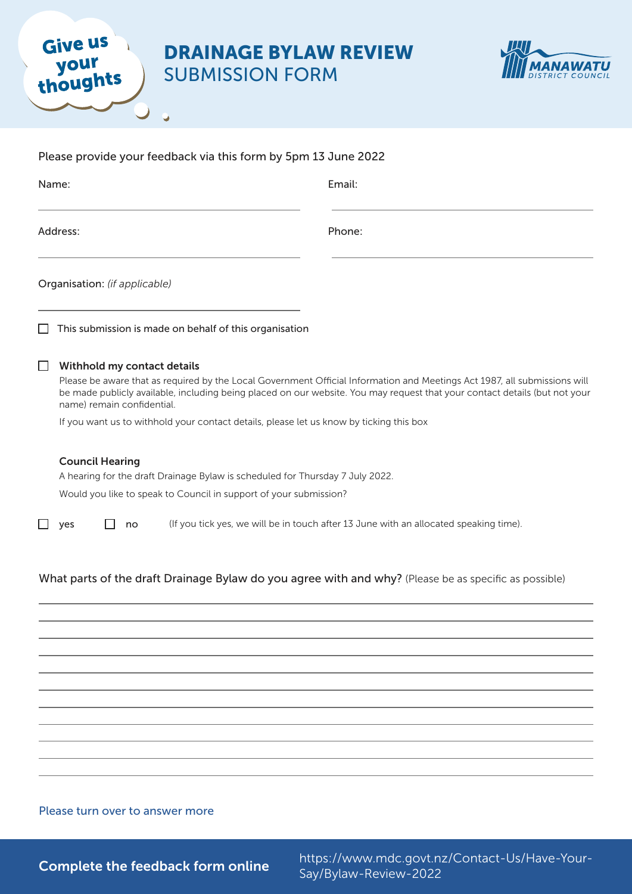Give us your thoughts

# DRAINAGE BYLAW REVIEW
## SUBMISSION FORM

MANAWATU DISTRICT COUNCIL

Please provide your feedback via this form by 5pm 13 June 2022

Name: ______________________ Email: ______________________

Address: ______________________ Phone: ______________________

Organisation: *(if applicable)* ______________________

☐ This submission is made on behalf of this organisation

☐ **Withhold my contact details**

Please be aware that as required by the Local Government Official Information and Meetings Act 1987, all submissions will be made publicly available, including being placed on our website. You may request that your contact details (but not your name) remain confidential.

If you want us to withhold your contact details, please let us know by ticking this box

**Council Hearing**

A hearing for the draft Drainage Bylaw is scheduled for Thursday 7 July 2022.

Would you like to speak to Council in support of your submission?

☐ yes ☐ no (If you tick yes, we will be in touch after 13 June with an allocated speaking time).

What parts of the draft Drainage Bylaw do you agree with and why? (Please be as specific as possible)

______________________

______________________

______________________

______________________

______________________

______________________

______________________

______________________

______________________

______________________

Please turn over to answer more

**Complete the feedback form online** https://www.mdc.govt.nz/Contact-Us/Have-Your-Say/Bylaw-Review-2022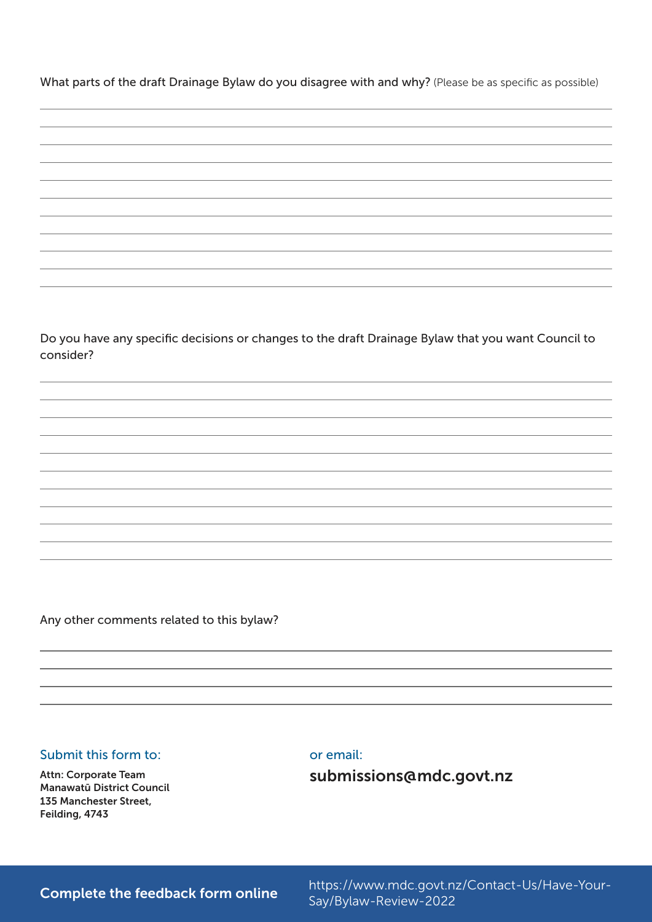What parts of the draft Drainage Bylaw do you disagree with and why? (Please be as specific as possible)

Do you have any specific decisions or changes to the draft Drainage Bylaw that you want Council to consider?

Any other comments related to this bylaw?

Submit this form to:

**Attn: Corporate Team**
**Manawatū District Council**
**135 Manchester Street,**
**Feilding, 4743**

or email:

**submissions@mdc.govt.nz**

**Complete the feedback form online** https://www.mdc.govt.nz/Contact-Us/Have-Your-Say/Bylaw-Review-2022